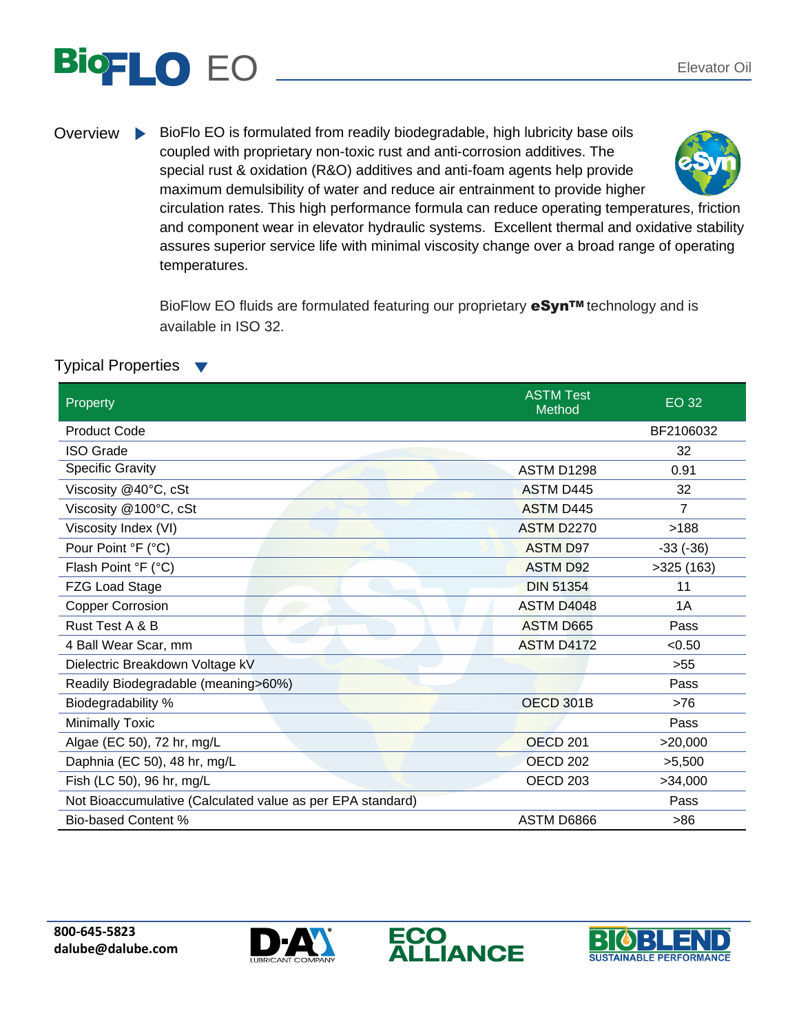# BioFLO EO

Elevator Oil

**Overview** ▶ BioFlo EO is formulated from readily biodegradable, high lubricity base oils coupled with proprietary non-toxic rust and anti-corrosion additives. The special rust & oxidation (R&O) additives and anti-foam agents help provide maximum demulsibility of water and reduce air entrainment to provide higher circulation rates. This high performance formula can reduce operating temperatures, friction and component wear in elevator hydraulic systems. Excellent thermal and oxidative stability assures superior service life with minimal viscosity change over a broad range of operating temperatures.

BioFlow EO fluids are formulated featuring our proprietary **eSyn™** technology and is available in ISO 32.

## Typical Properties ▼

| Property | ASTM Test Method | EO 32 |
|---|---|---|
| Product Code | | BF2106032 |
| ISO Grade | | 32 |
| Specific Gravity | ASTM D1298 | 0.91 |
| Viscosity @40°C, cSt | ASTM D445 | 32 |
| Viscosity @100°C, cSt | ASTM D445 | 7 |
| Viscosity Index (VI) | ASTM D2270 | >188 |
| Pour Point °F (°C) | ASTM D97 | -33 (-36) |
| Flash Point °F (°C) | ASTM D92 | >325 (163) |
| FZG Load Stage | DIN 51354 | 11 |
| Copper Corrosion | ASTM D4048 | 1A |
| Rust Test A & B | ASTM D665 | Pass |
| 4 Ball Wear Scar, mm | ASTM D4172 | <0.50 |
| Dielectric Breakdown Voltage kV | | >55 |
| Readily Biodegradable (meaning>60%) | | Pass |
| Biodegradability % | OECD 301B | >76 |
| Minimally Toxic | | Pass |
| Algae (EC 50), 72 hr, mg/L | OECD 201 | >20,000 |
| Daphnia (EC 50), 48 hr, mg/L | OECD 202 | >5,500 |
| Fish (LC 50), 96 hr, mg/L | OECD 203 | >34,000 |
| Not Bioaccumulative (Calculated value as per EPA standard) | | Pass |
| Bio-based Content % | ASTM D6866 | >86 |

**800-645-5823**
**dalube@dalube.com**

D-A LUBRICANT COMPANY | ECO ALLIANCE | BIOBLEND SUSTAINABLE PERFORMANCE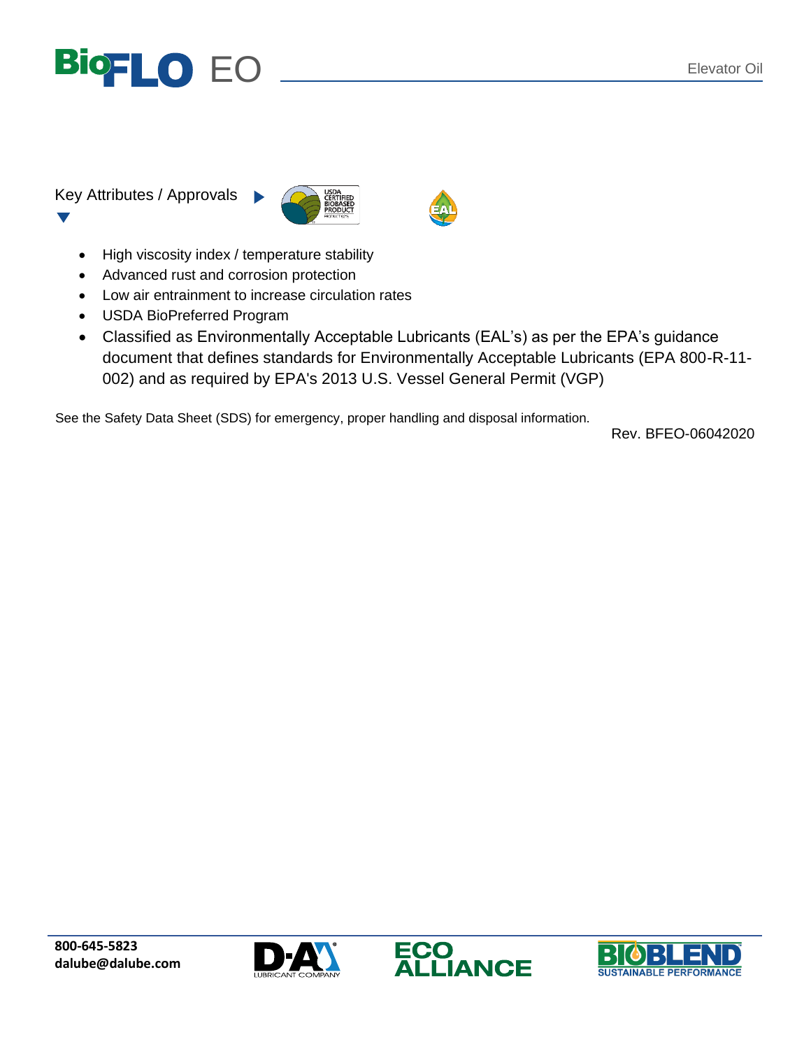Key Attributes / Approvals

- High viscosity index / temperature stability
- Advanced rust and corrosion protection
- Low air entrainment to increase circulation rates
- USDA BioPreferred Program
- Classified as Environmentally Acceptable Lubricants (EAL's) as per the EPA's guidance document that defines standards for Environmentally Acceptable Lubricants (EPA 800-R-11-002) and as required by EPA's 2013 U.S. Vessel General Permit (VGP)

See the Safety Data Sheet (SDS) for emergency, proper handling and disposal information.

Rev. BFEO-06042020